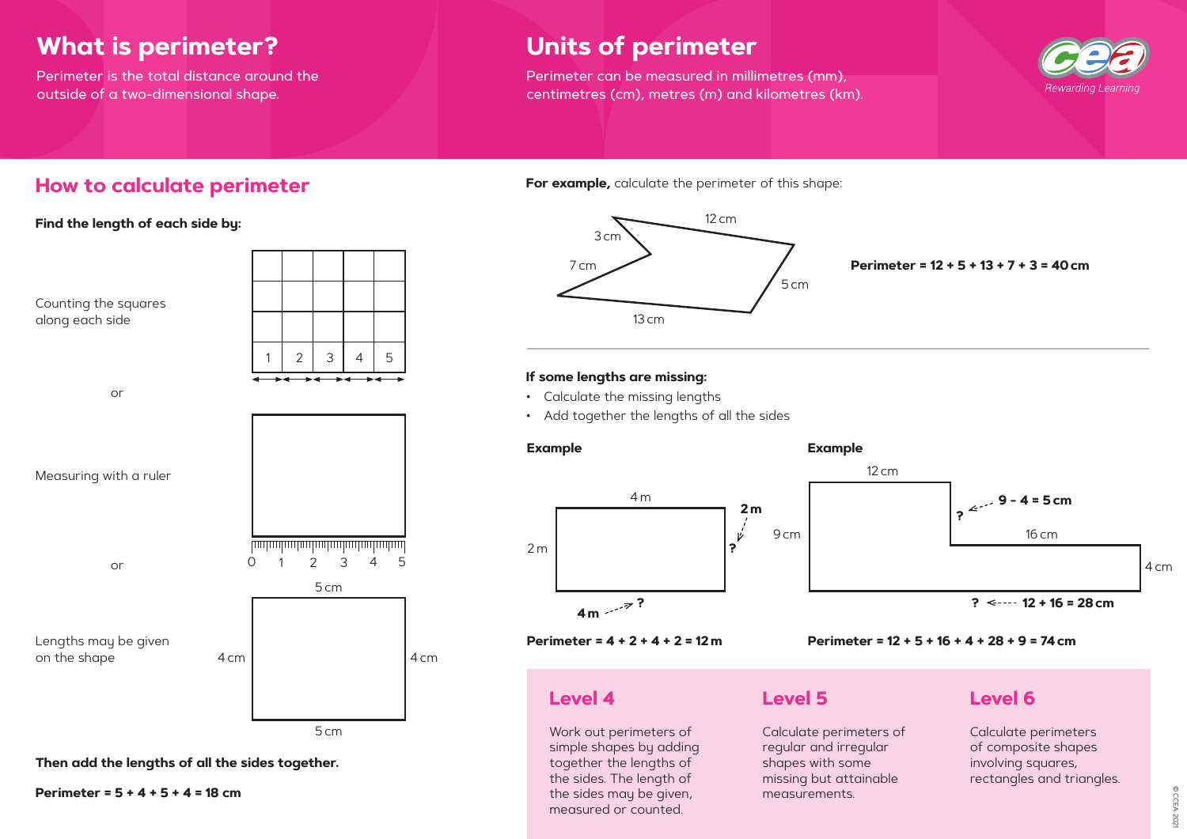## What is perimeter?

Perimeter is the total distance around the outside of a two-dimensional shape.

## Units of perimeter

Perimeter can be measured in millimetres (mm), centimetres (cm), metres (m) and kilometres (km).

## How to calculate perimeter

**Find the length of each side by:**

Counting the squares along each side

1 2 3 4 5

or

Measuring with a ruler

0 1 2 3 4 5

or

Lengths may be given on the shape

5 cm, 4 cm, 4 cm, 5 cm

**Then add the lengths of all the sides together.**

**Perimeter = 5 + 4 + 5 + 4 = 18 cm**

**For example,** calculate the perimeter of this shape:

12 cm, 3 cm, 7 cm, 5 cm, 13 cm

**Perimeter = 12 + 5 + 13 + 7 + 3 = 40 cm**

**If some lengths are missing:**

- Calculate the missing lengths
- Add together the lengths of all the sides

**Example**

4 m, 2 m, **2 m** ?, **4 m** ?

**Perimeter = 4 + 2 + 4 + 2 = 12 m**

**Example**

12 cm, **9 – 4 = 5 cm** ?, 9 cm, 16 cm, 4 cm, ? **12 + 16 = 28 cm**

**Perimeter = 12 + 5 + 16 + 4 + 28 + 9 = 74 cm**

### Level 4

Work out perimeters of simple shapes by adding together the lengths of the sides. The length of the sides may be given, measured or counted.

### Level 5

Calculate perimeters of regular and irregular shapes with some missing but attainable measurements.

### Level 6

Calculate perimeters of composite shapes involving squares, rectangles and triangles.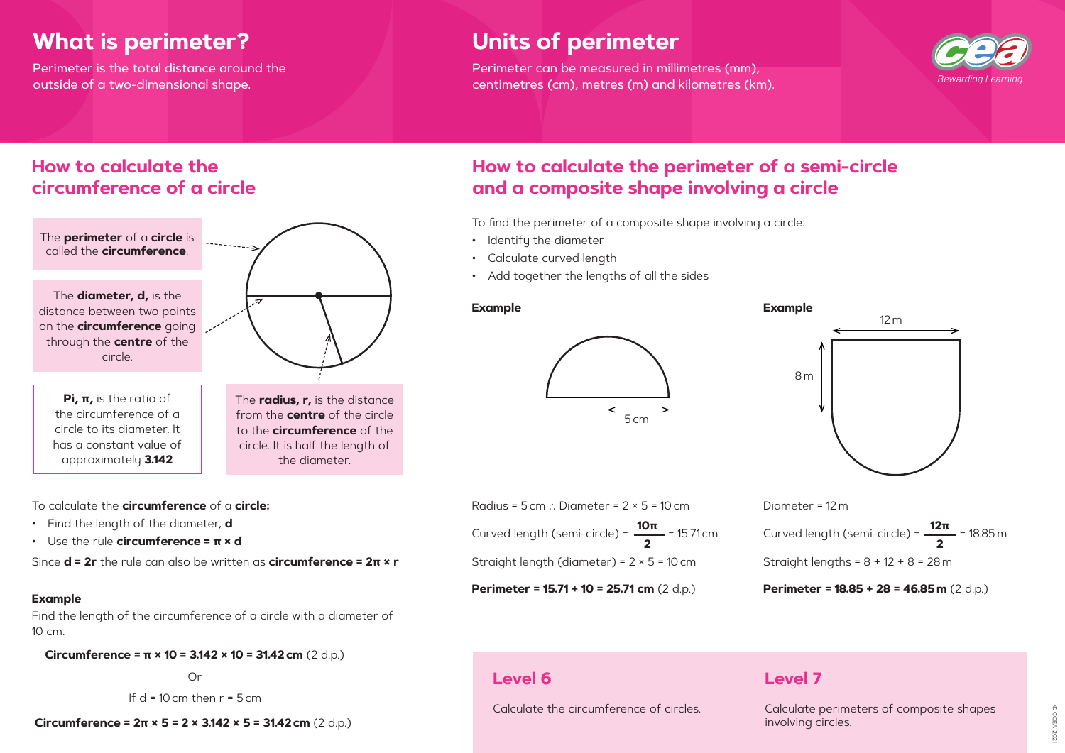# What is perimeter?

Perimeter is the total distance around the outside of a two-dimensional shape.

# Units of perimeter

Perimeter can be measured in millimetres (mm), centimetres (cm), metres (m) and kilometres (km).

## How to calculate the circumference of a circle

The **perimeter** of a **circle** is called the **circumference**.

The **diameter, d,** is the distance between two points on the **circumference** going through the **centre** of the circle.

**Pi, π,** is the ratio of the circumference of a circle to its diameter. It has a constant value of approximately **3.142**

The **radius, r,** is the distance from the **centre** of the circle to the **circumference** of the circle. It is half the length of the diameter.

To calculate the **circumference** of a **circle:**

- Find the length of the diameter, **d**
- Use the rule **circumference = π × d**

Since **d = 2r** the rule can also be written as **circumference = 2π × r**

**Example**

Find the length of the circumference of a circle with a diameter of 10 cm.

**Circumference = π × 10 = 3.142 × 10 = 31.42 cm** (2 d.p.)

Or

If d = 10 cm then r = 5 cm

**Circumference = 2π × 5 = 2 × 3.142 × 5 = 31.42 cm** (2 d.p.)

## How to calculate the perimeter of a semi-circle and a composite shape involving a circle

To find the perimeter of a composite shape involving a circle:

- Identify the diameter
- Calculate curved length
- Add together the lengths of all the sides

**Example**

5 cm

Radius = 5 cm ∴ Diameter = 2 × 5 = 10 cm

Curved length (semi-circle) = $\frac{10\pi}{2}$ = 15.71 cm

Straight length (diameter) = 2 × 5 = 10 cm

**Perimeter = 15.71 + 10 = 25.71 cm** (2 d.p.)

**Example**

12 m

8 m

Diameter = 12 m

Curved length (semi-circle) = $\frac{12\pi}{2}$ = 18.85 m

Straight lengths = 8 + 12 + 8 = 28 m

**Perimeter = 18.85 + 28 = 46.85 m** (2 d.p.)

### Level 6

Calculate the circumference of circles.

### Level 7

Calculate perimeters of composite shapes involving circles.